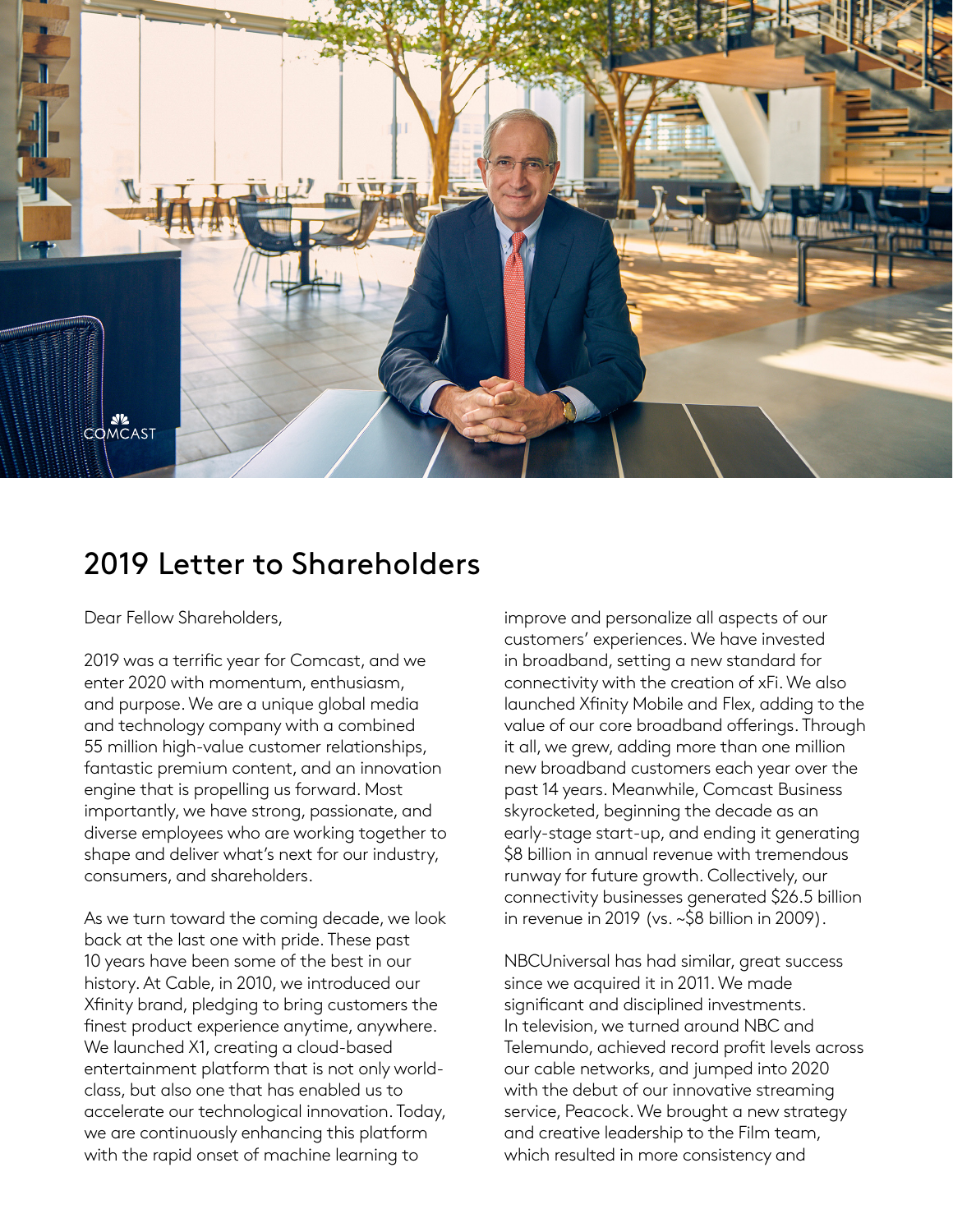# 2019 Letter to Shareholders

Dear Fellow Shareholders,

2019 was a terrific year for Comcast, and we enter 2020 with momentum, enthusiasm, and purpose. We are a unique global media and technology company with a combined 55 million high-value customer relationships, fantastic premium content, and an innovation engine that is propelling us forward. Most importantly, we have strong, passionate, and diverse employees who are working together to shape and deliver what's next for our industry, consumers, and shareholders.

As we turn toward the coming decade, we look back at the last one with pride. These past 10 years have been some of the best in our history. At Cable, in 2010, we introduced our Xfinity brand, pledging to bring customers the finest product experience anytime, anywhere. We launched X1, creating a cloud-based entertainment platform that is not only world-class, but also one that has enabled us to accelerate our technological innovation. Today, we are continuously enhancing this platform with the rapid onset of machine learning to improve and personalize all aspects of our customers' experiences. We have invested in broadband, setting a new standard for connectivity with the creation of xFi. We also launched Xfinity Mobile and Flex, adding to the value of our core broadband offerings. Through it all, we grew, adding more than one million new broadband customers each year over the past 14 years. Meanwhile, Comcast Business skyrocketed, beginning the decade as an early-stage start-up, and ending it generating $8 billion in annual revenue with tremendous runway for future growth. Collectively, our connectivity businesses generated $26.5 billion in revenue in 2019 (vs. ~$8 billion in 2009).

NBCUniversal has had similar, great success since we acquired it in 2011. We made significant and disciplined investments. In television, we turned around NBC and Telemundo, achieved record profit levels across our cable networks, and jumped into 2020 with the debut of our innovative streaming service, Peacock. We brought a new strategy and creative leadership to the Film team, which resulted in more consistency and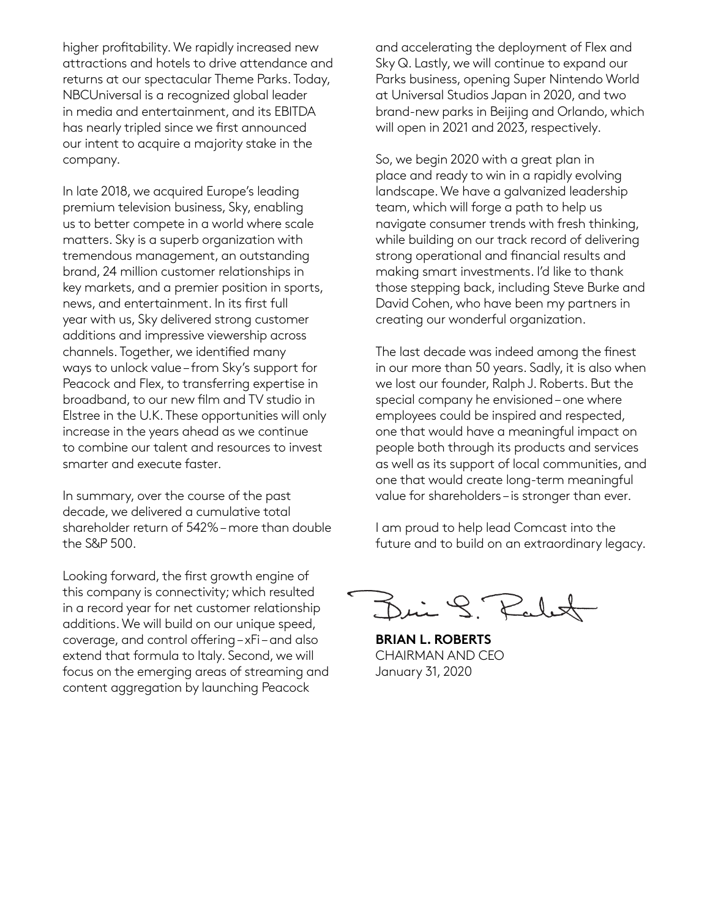higher profitability. We rapidly increased new attractions and hotels to drive attendance and returns at our spectacular Theme Parks. Today, NBCUniversal is a recognized global leader in media and entertainment, and its EBITDA has nearly tripled since we first announced our intent to acquire a majority stake in the company.

In late 2018, we acquired Europe's leading premium television business, Sky, enabling us to better compete in a world where scale matters. Sky is a superb organization with tremendous management, an outstanding brand, 24 million customer relationships in key markets, and a premier position in sports, news, and entertainment. In its first full year with us, Sky delivered strong customer additions and impressive viewership across channels. Together, we identified many ways to unlock value – from Sky's support for Peacock and Flex, to transferring expertise in broadband, to our new film and TV studio in Elstree in the U.K. These opportunities will only increase in the years ahead as we continue to combine our talent and resources to invest smarter and execute faster.

In summary, over the course of the past decade, we delivered a cumulative total shareholder return of 542% – more than double the S&P 500.

Looking forward, the first growth engine of this company is connectivity; which resulted in a record year for net customer relationship additions. We will build on our unique speed, coverage, and control offering – xFi – and also extend that formula to Italy. Second, we will focus on the emerging areas of streaming and content aggregation by launching Peacock and accelerating the deployment of Flex and Sky Q. Lastly, we will continue to expand our Parks business, opening Super Nintendo World at Universal Studios Japan in 2020, and two brand-new parks in Beijing and Orlando, which will open in 2021 and 2023, respectively.

So, we begin 2020 with a great plan in place and ready to win in a rapidly evolving landscape. We have a galvanized leadership team, which will forge a path to help us navigate consumer trends with fresh thinking, while building on our track record of delivering strong operational and financial results and making smart investments. I'd like to thank those stepping back, including Steve Burke and David Cohen, who have been my partners in creating our wonderful organization.

The last decade was indeed among the finest in our more than 50 years. Sadly, it is also when we lost our founder, Ralph J. Roberts. But the special company he envisioned – one where employees could be inspired and respected, one that would have a meaningful impact on people both through its products and services as well as its support of local communities, and one that would create long-term meaningful value for shareholders – is stronger than ever.

I am proud to help lead Comcast into the future and to build on an extraordinary legacy.

**BRIAN L. ROBERTS**
CHAIRMAN AND CEO
January 31, 2020